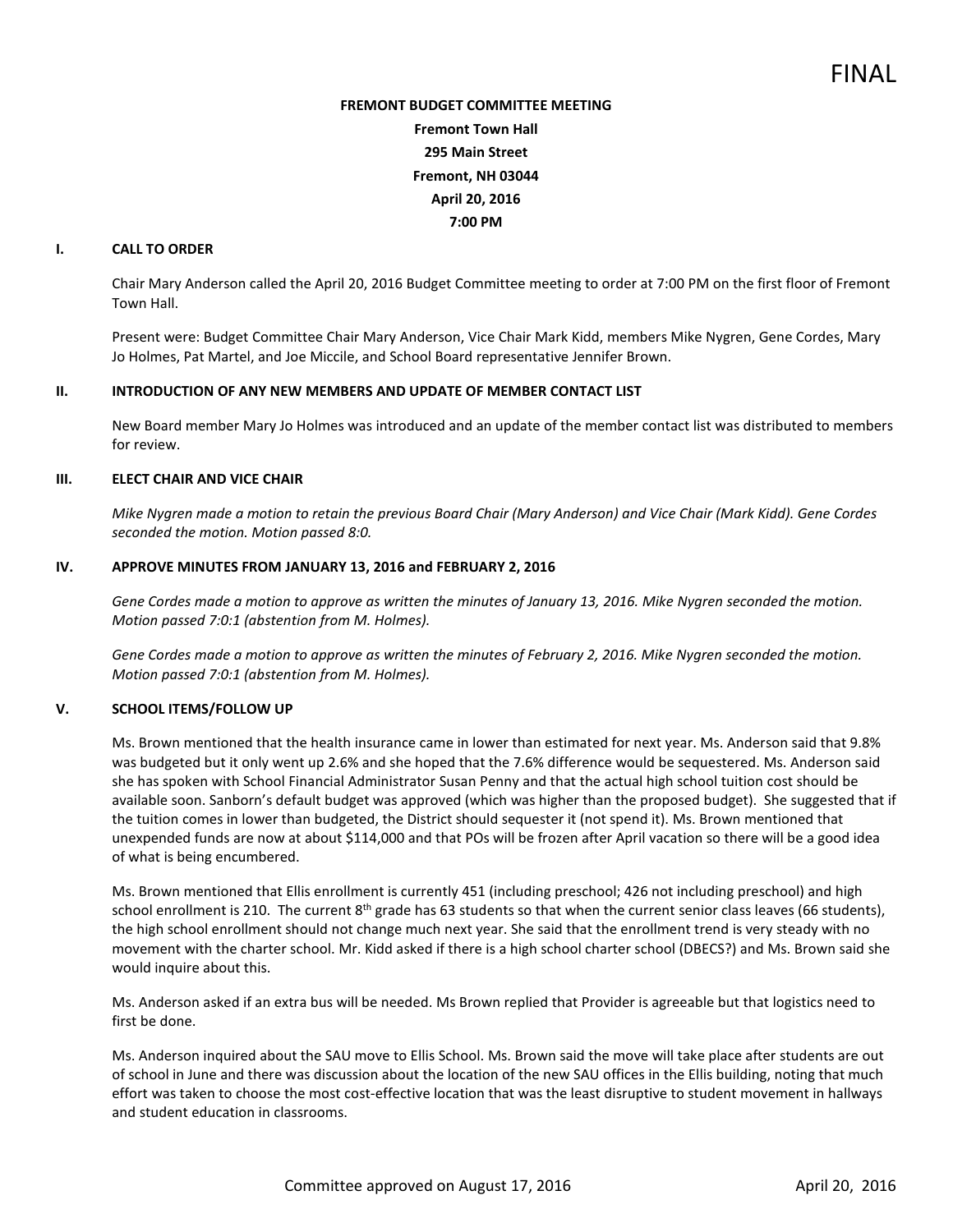FINAL

**FREMONT BUDGET COMMITTEE MEETING**
**Fremont Town Hall**
**295 Main Street**
**Fremont, NH 03044**
**April 20, 2016**
**7:00 PM**

## I. CALL TO ORDER

Chair Mary Anderson called the April 20, 2016 Budget Committee meeting to order at 7:00 PM on the first floor of Fremont Town Hall.

Present were: Budget Committee Chair Mary Anderson, Vice Chair Mark Kidd, members Mike Nygren, Gene Cordes, Mary Jo Holmes, Pat Martel, and Joe Miccile, and School Board representative Jennifer Brown.

## II. INTRODUCTION OF ANY NEW MEMBERS AND UPDATE OF MEMBER CONTACT LIST

New Board member Mary Jo Holmes was introduced and an update of the member contact list was distributed to members for review.

## III. ELECT CHAIR AND VICE CHAIR

*Mike Nygren made a motion to retain the previous Board Chair (Mary Anderson) and Vice Chair (Mark Kidd). Gene Cordes seconded the motion. Motion passed 8:0.*

## IV. APPROVE MINUTES FROM JANUARY 13, 2016 and FEBRUARY 2, 2016

*Gene Cordes made a motion to approve as written the minutes of January 13, 2016. Mike Nygren seconded the motion. Motion passed 7:0:1 (abstention from M. Holmes).*

*Gene Cordes made a motion to approve as written the minutes of February 2, 2016. Mike Nygren seconded the motion. Motion passed 7:0:1 (abstention from M. Holmes).*

## V. SCHOOL ITEMS/FOLLOW UP

Ms. Brown mentioned that the health insurance came in lower than estimated for next year. Ms. Anderson said that 9.8% was budgeted but it only went up 2.6% and she hoped that the 7.6% difference would be sequestered. Ms. Anderson said she has spoken with School Financial Administrator Susan Penny and that the actual high school tuition cost should be available soon. Sanborn's default budget was approved (which was higher than the proposed budget). She suggested that if the tuition comes in lower than budgeted, the District should sequester it (not spend it). Ms. Brown mentioned that unexpended funds are now at about $114,000 and that POs will be frozen after April vacation so there will be a good idea of what is being encumbered.

Ms. Brown mentioned that Ellis enrollment is currently 451 (including preschool; 426 not including preschool) and high school enrollment is 210. The current 8th grade has 63 students so that when the current senior class leaves (66 students), the high school enrollment should not change much next year. She said that the enrollment trend is very steady with no movement with the charter school. Mr. Kidd asked if there is a high school charter school (DBECS?) and Ms. Brown said she would inquire about this.

Ms. Anderson asked if an extra bus will be needed. Ms Brown replied that Provider is agreeable but that logistics need to first be done.

Ms. Anderson inquired about the SAU move to Ellis School. Ms. Brown said the move will take place after students are out of school in June and there was discussion about the location of the new SAU offices in the Ellis building, noting that much effort was taken to choose the most cost-effective location that was the least disruptive to student movement in hallways and student education in classrooms.

Committee approved on August 17, 2016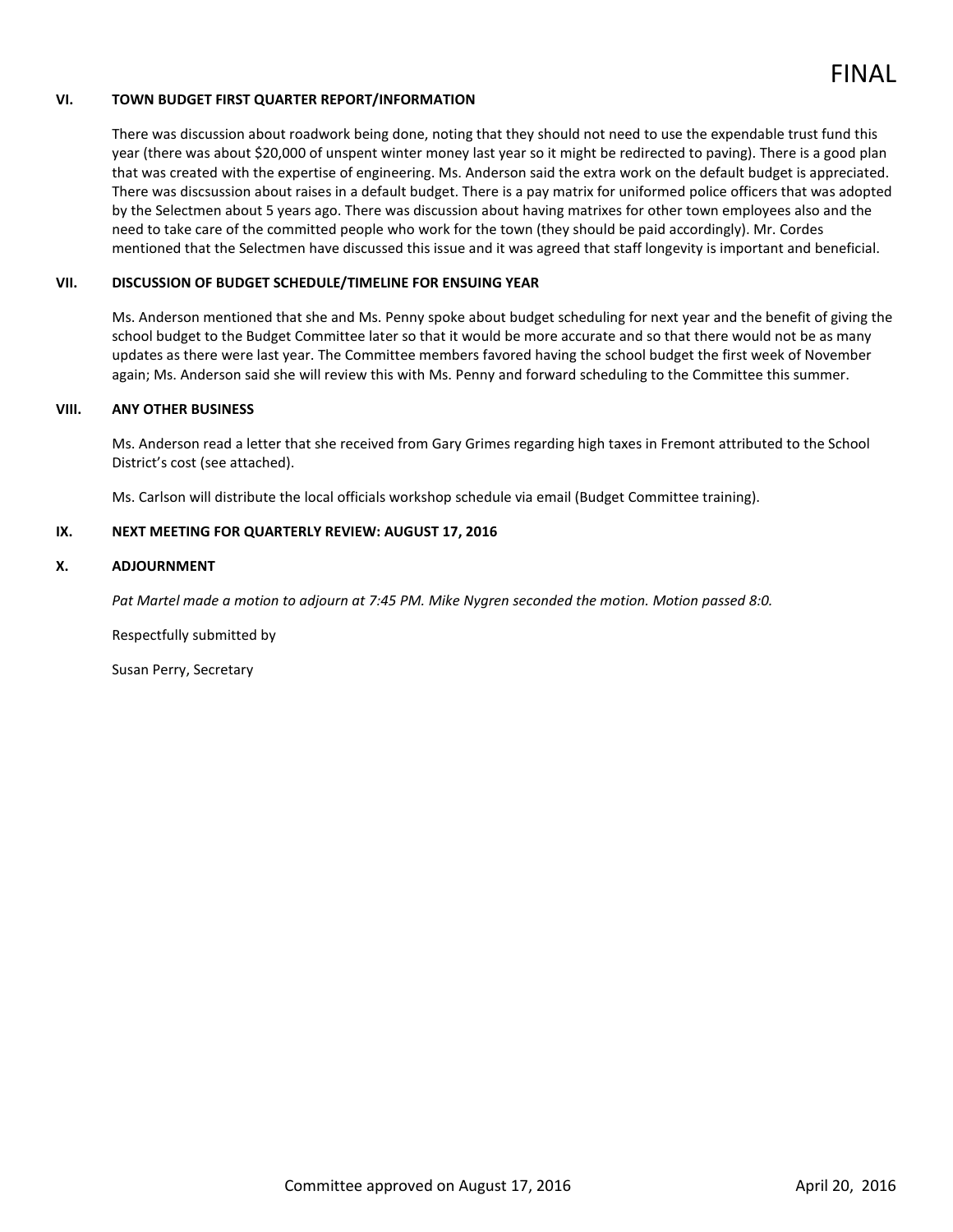FINAL

### VI. TOWN BUDGET FIRST QUARTER REPORT/INFORMATION

There was discussion about roadwork being done, noting that they should not need to use the expendable trust fund this year (there was about $20,000 of unspent winter money last year so it might be redirected to paving). There is a good plan that was created with the expertise of engineering. Ms. Anderson said the extra work on the default budget is appreciated. There was discsussion about raises in a default budget. There is a pay matrix for uniformed police officers that was adopted by the Selectmen about 5 years ago. There was discussion about having matrixes for other town employees also and the need to take care of the committed people who work for the town (they should be paid accordingly). Mr. Cordes mentioned that the Selectmen have discussed this issue and it was agreed that staff longevity is important and beneficial.

### VII. DISCUSSION OF BUDGET SCHEDULE/TIMELINE FOR ENSUING YEAR

Ms. Anderson mentioned that she and Ms. Penny spoke about budget scheduling for next year and the benefit of giving the school budget to the Budget Committee later so that it would be more accurate and so that there would not be as many updates as there were last year. The Committee members favored having the school budget the first week of November again; Ms. Anderson said she will review this with Ms. Penny and forward scheduling to the Committee this summer.

### VIII. ANY OTHER BUSINESS

Ms. Anderson read a letter that she received from Gary Grimes regarding high taxes in Fremont attributed to the School District's cost (see attached).

Ms. Carlson will distribute the local officials workshop schedule via email (Budget Committee training).

### IX. NEXT MEETING FOR QUARTERLY REVIEW: AUGUST 17, 2016

### X. ADJOURNMENT

*Pat Martel made a motion to adjourn at 7:45 PM. Mike Nygren seconded the motion. Motion passed 8:0.*

Respectfully submitted by

Susan Perry, Secretary

Committee approved on August 17, 2016 April 20, 2016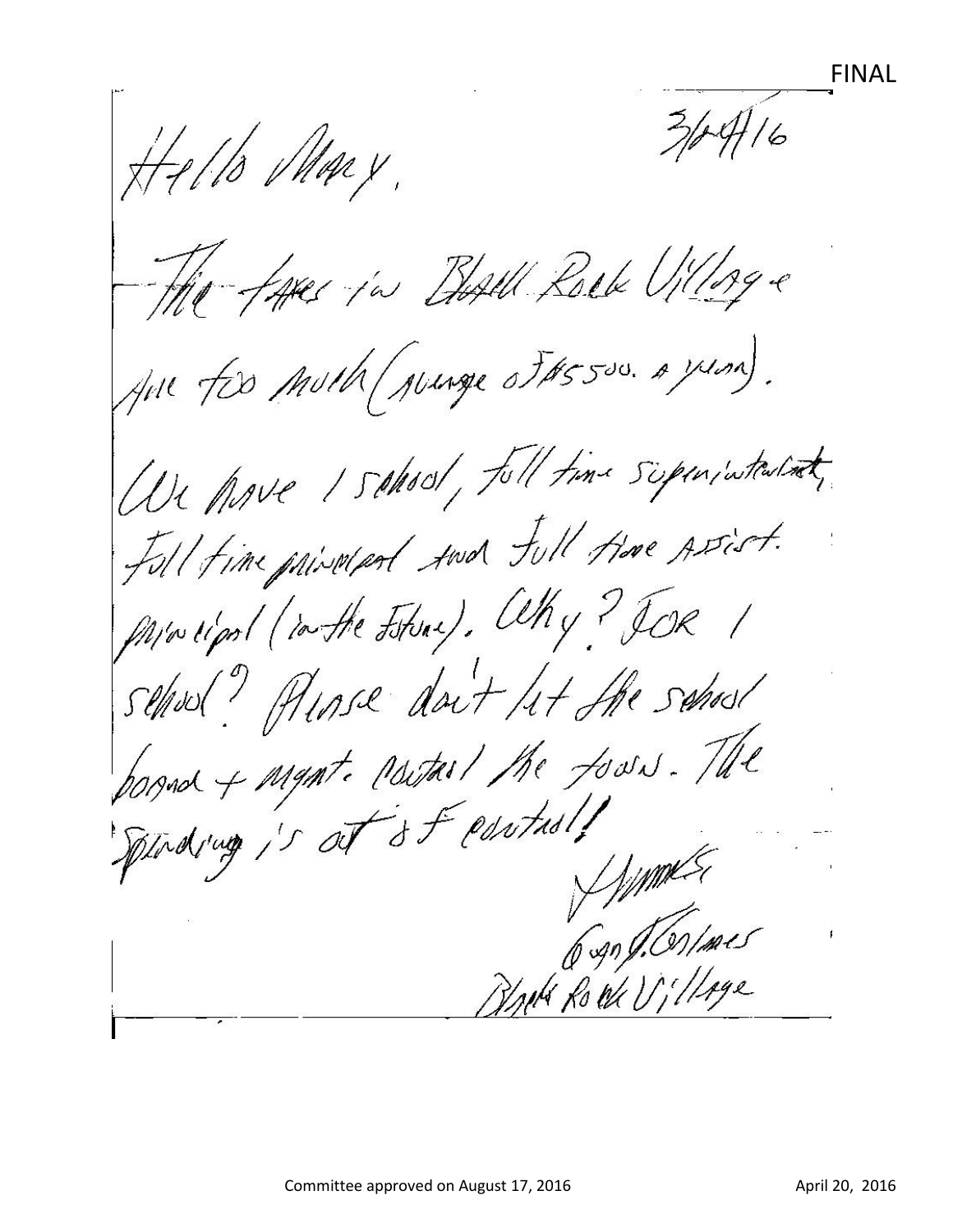FINAL

Hello Mary,

3/24/16

The taxes in Black Rock Village are too much (average of $5500. a year).

We have 1 school, full time superintendent, full time principal and full time assist. principal (in the future). Why? For 1 school? Please don't let the school board + mgmt. control the town. The spending is out of control!

Thanks,
Gary J. Grimes
Black Rock Village

Committee approved on August 17, 2016

April 20, 2016